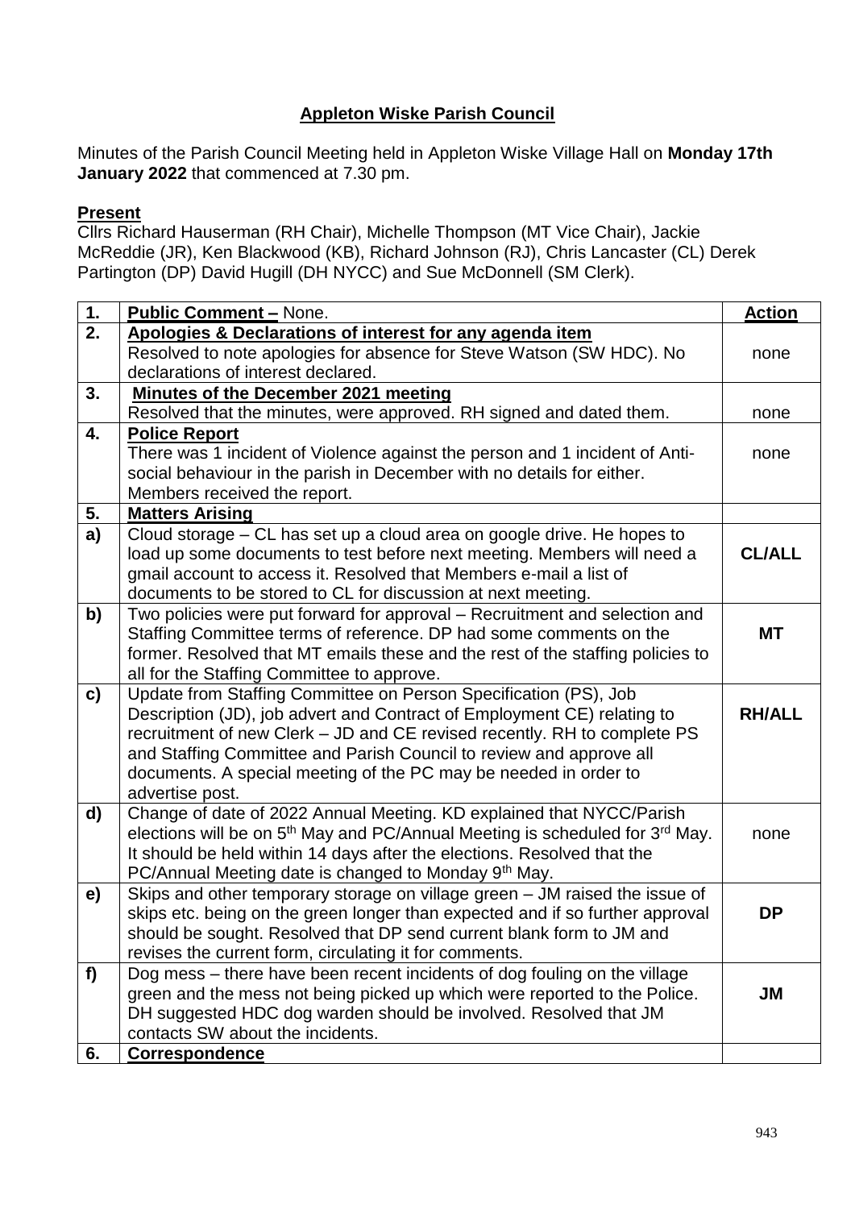**Appleton Wiske Parish Council**

Minutes of the Parish Council Meeting held in Appleton Wiske Village Hall on **Monday 17th January 2022** that commenced at 7.30 pm.

**Present**

Cllrs Richard Hauserman (RH Chair), Michelle Thompson (MT Vice Chair), Jackie McReddie (JR), Ken Blackwood (KB), Richard Johnson (RJ), Chris Lancaster (CL) Derek Partington (DP) David Hugill (DH NYCC) and Sue McDonnell (SM Clerk).

| 1. | **Public Comment –** None. | **Action** |
|---|---|---|
| 2. | **Apologies & Declarations of interest for any agenda item**<br>Resolved to note apologies for absence for Steve Watson (SW HDC). No declarations of interest declared. | none |
| 3. | **Minutes of the December 2021 meeting**<br>Resolved that the minutes, were approved. RH signed and dated them. | none |
| 4. | **Police Report**<br>There was 1 incident of Violence against the person and 1 incident of Anti-social behaviour in the parish in December with no details for either. Members received the report. | none |
| 5. | **Matters Arising** | |
| a) | Cloud storage – CL has set up a cloud area on google drive. He hopes to load up some documents to test before next meeting. Members will need a gmail account to access it. Resolved that Members e-mail a list of documents to be stored to CL for discussion at next meeting. | **CL/ALL** |
| b) | Two policies were put forward for approval – Recruitment and selection and Staffing Committee terms of reference. DP had some comments on the former. Resolved that MT emails these and the rest of the staffing policies to all for the Staffing Committee to approve. | **MT** |
| c) | Update from Staffing Committee on Person Specification (PS), Job Description (JD), job advert and Contract of Employment CE) relating to recruitment of new Clerk – JD and CE revised recently. RH to complete PS and Staffing Committee and Parish Council to review and approve all documents. A special meeting of the PC may be needed in order to advertise post. | **RH/ALL** |
| d) | Change of date of 2022 Annual Meeting. KD explained that NYCC/Parish elections will be on 5th May and PC/Annual Meeting is scheduled for 3rd May. It should be held within 14 days after the elections. Resolved that the PC/Annual Meeting date is changed to Monday 9th May. | none |
| e) | Skips and other temporary storage on village green – JM raised the issue of skips etc. being on the green longer than expected and if so further approval should be sought. Resolved that DP send current blank form to JM and revises the current form, circulating it for comments. | **DP** |
| f) | Dog mess – there have been recent incidents of dog fouling on the village green and the mess not being picked up which were reported to the Police. DH suggested HDC dog warden should be involved. Resolved that JM contacts SW about the incidents. | **JM** |
| 6. | **Correspondence** | |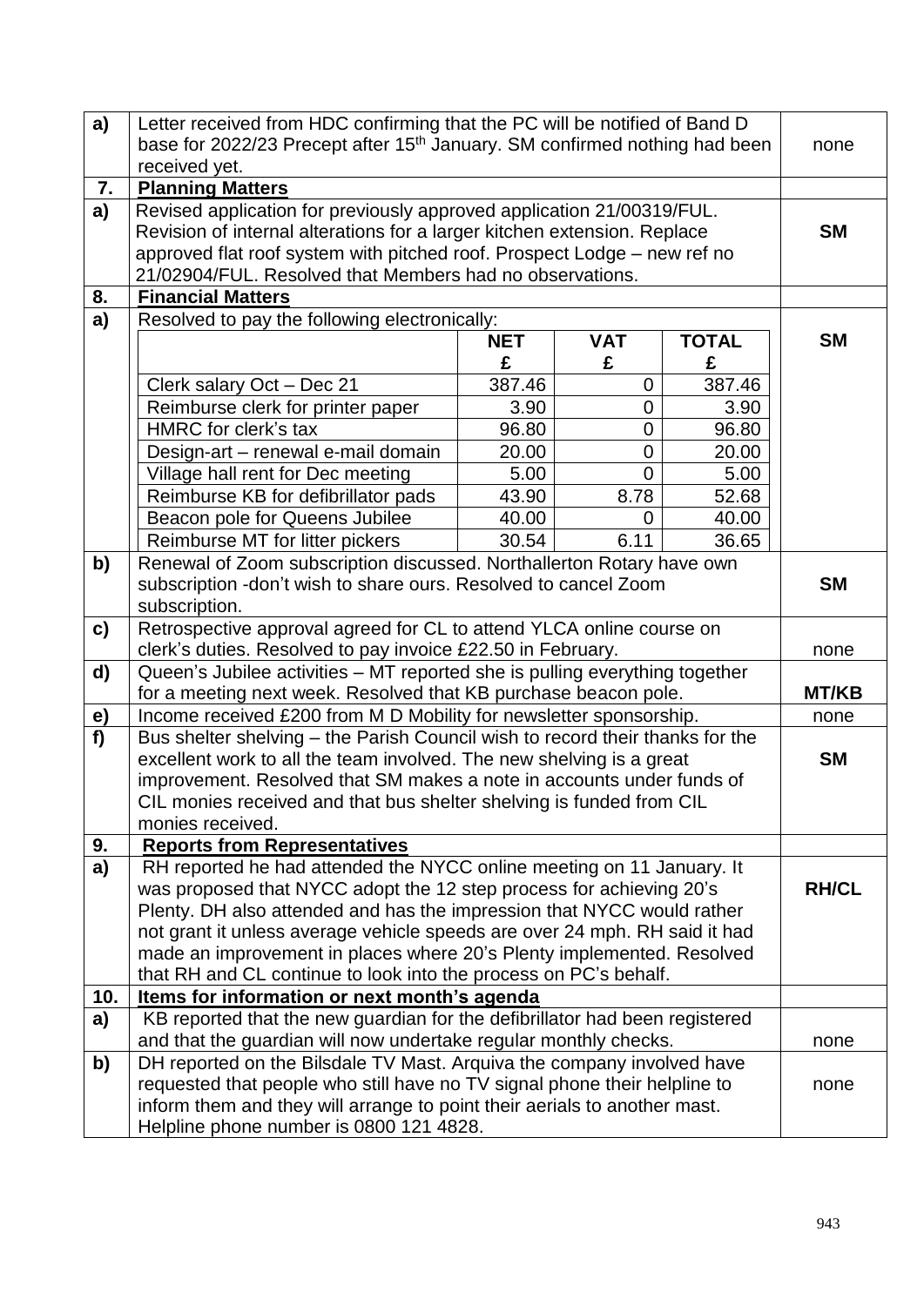| | | |
|---|---|---|
| **a)** | Letter received from HDC confirming that the PC will be notified of Band D base for 2022/23 Precept after 15th January. SM confirmed nothing had been received yet. | none |
| **7.** | **Planning Matters** | |
| **a)** | Revised application for previously approved application 21/00319/FUL. Revision of internal alterations for a larger kitchen extension. Replace approved flat roof system with pitched roof. Prospect Lodge – new ref no 21/02904/FUL. Resolved that Members had no observations. | **SM** |
| **8.** | **Financial Matters** | |
| **a)** | Resolved to pay the following electronically: (see table below) | **SM** |
| **b)** | Renewal of Zoom subscription discussed. Northallerton Rotary have own subscription -don't wish to share ours. Resolved to cancel Zoom subscription. | **SM** |
| **c)** | Retrospective approval agreed for CL to attend YLCA online course on clerk's duties. Resolved to pay invoice £22.50 in February. | none |
| **d)** | Queen's Jubilee activities – MT reported she is pulling everything together for a meeting next week. Resolved that KB purchase beacon pole. | **MT/KB** |
| **e)** | Income received £200 from M D Mobility for newsletter sponsorship. | none |
| **f)** | Bus shelter shelving – the Parish Council wish to record their thanks for the excellent work to all the team involved. The new shelving is a great improvement. Resolved that SM makes a note in accounts under funds of CIL monies received and that bus shelter shelving is funded from CIL monies received. | **SM** |
| **9.** | **Reports from Representatives** | |
| **a)** | RH reported he had attended the NYCC online meeting on 11 January. It was proposed that NYCC adopt the 12 step process for achieving 20's Plenty. DH also attended and has the impression that NYCC would rather not grant it unless average vehicle speeds are over 24 mph. RH said it had made an improvement in places where 20's Plenty implemented. Resolved that RH and CL continue to look into the process on PC's behalf. | **RH/CL** |
| **10.** | **Items for information or next month's agenda** | |
| **a)** | KB reported that the new guardian for the defibrillator had been registered and that the guardian will now undertake regular monthly checks. | none |
| **b)** | DH reported on the Bilsdale TV Mast. Arquiva the company involved have requested that people who still have no TV signal phone their helpline to inform them and they will arrange to point their aerials to another mast. Helpline phone number is 0800 121 4828. | none |

Item 8 a) payments:

| | NET £ | VAT £ | TOTAL £ |
|---|---|---|---|
| Clerk salary Oct – Dec 21 | 387.46 | 0 | 387.46 |
| Reimburse clerk for printer paper | 3.90 | 0 | 3.90 |
| HMRC for clerk's tax | 96.80 | 0 | 96.80 |
| Design-art – renewal e-mail domain | 20.00 | 0 | 20.00 |
| Village hall rent for Dec meeting | 5.00 | 0 | 5.00 |
| Reimburse KB for defibrillator pads | 43.90 | 8.78 | 52.68 |
| Beacon pole for Queens Jubilee | 40.00 | 0 | 40.00 |
| Reimburse MT for litter pickers | 30.54 | 6.11 | 36.65 |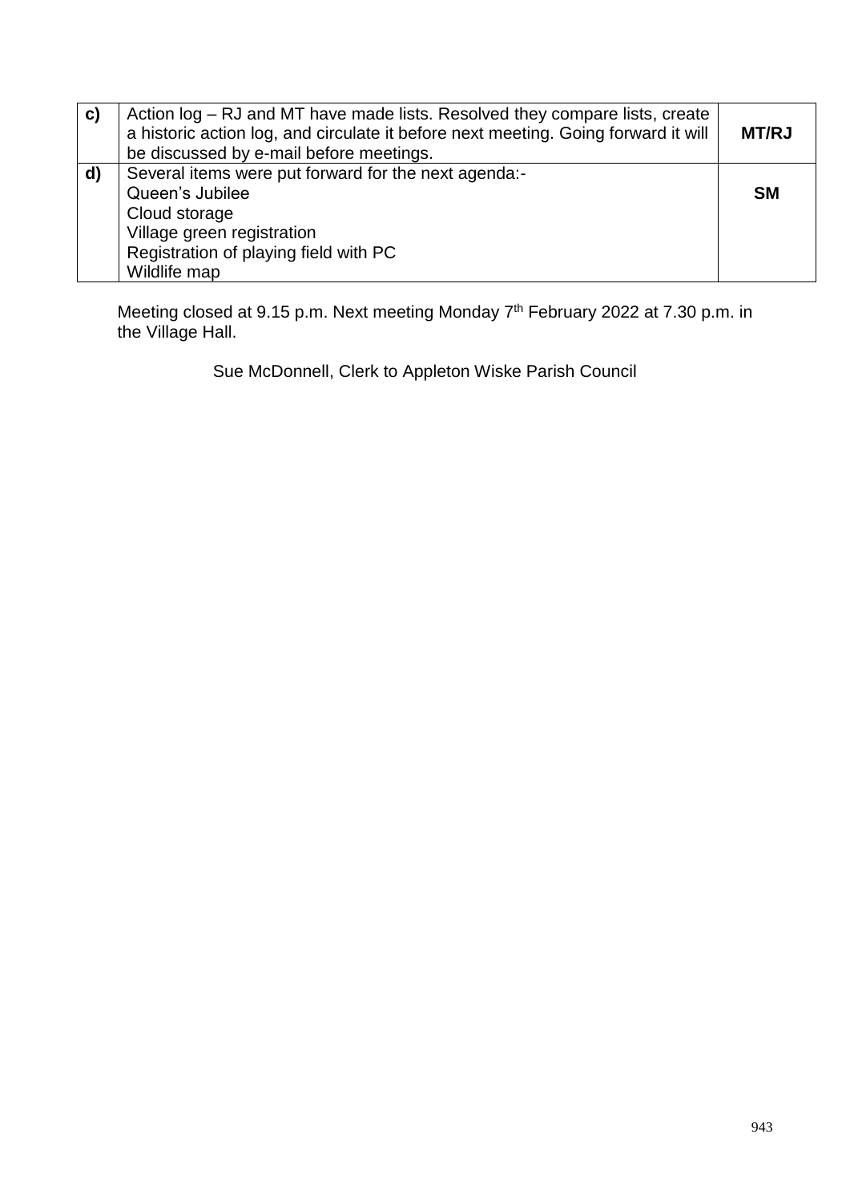| | | |
|---|---|---|
| **c)** | Action log – RJ and MT have made lists. Resolved they compare lists, create a historic action log, and circulate it before next meeting. Going forward it will be discussed by e-mail before meetings. | **MT/RJ** |
| **d)** | Several items were put forward for the next agenda:-<br>Queen's Jubilee<br>Cloud storage<br>Village green registration<br>Registration of playing field with PC<br>Wildlife map | **SM** |

Meeting closed at 9.15 p.m. Next meeting Monday 7th February 2022 at 7.30 p.m. in the Village Hall.

Sue McDonnell, Clerk to Appleton Wiske Parish Council